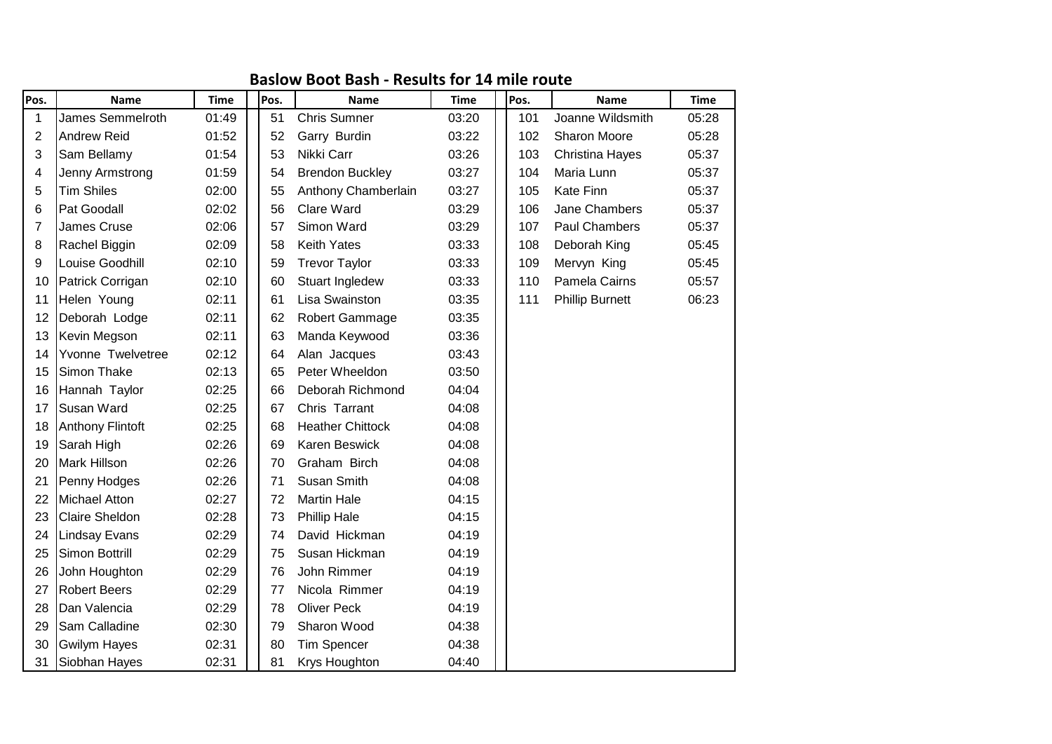## Baslow Boot Bash - Results for 14 mile route

| Pos. | Name | Time | Pos. | Name | Time | Pos. | Name | Time |
|---|---|---|---|---|---|---|---|---|
| 1 | James Semmelroth | 01:49 | 51 | Chris Sumner | 03:20 | 101 | Joanne Wildsmith | 05:28 |
| 2 | Andrew Reid | 01:52 | 52 | Garry Burdin | 03:22 | 102 | Sharon Moore | 05:28 |
| 3 | Sam Bellamy | 01:54 | 53 | Nikki Carr | 03:26 | 103 | Christina Hayes | 05:37 |
| 4 | Jenny Armstrong | 01:59 | 54 | Brendon Buckley | 03:27 | 104 | Maria Lunn | 05:37 |
| 5 | Tim Shiles | 02:00 | 55 | Anthony Chamberlain | 03:27 | 105 | Kate Finn | 05:37 |
| 6 | Pat Goodall | 02:02 | 56 | Clare Ward | 03:29 | 106 | Jane Chambers | 05:37 |
| 7 | James Cruse | 02:06 | 57 | Simon Ward | 03:29 | 107 | Paul Chambers | 05:37 |
| 8 | Rachel Biggin | 02:09 | 58 | Keith Yates | 03:33 | 108 | Deborah King | 05:45 |
| 9 | Louise Goodhill | 02:10 | 59 | Trevor Taylor | 03:33 | 109 | Mervyn King | 05:45 |
| 10 | Patrick Corrigan | 02:10 | 60 | Stuart Ingledew | 03:33 | 110 | Pamela Cairns | 05:57 |
| 11 | Helen Young | 02:11 | 61 | Lisa Swainston | 03:35 | 111 | Phillip Burnett | 06:23 |
| 12 | Deborah Lodge | 02:11 | 62 | Robert Gammage | 03:35 | | | |
| 13 | Kevin Megson | 02:11 | 63 | Manda Keywood | 03:36 | | | |
| 14 | Yvonne Twelvetree | 02:12 | 64 | Alan Jacques | 03:43 | | | |
| 15 | Simon Thake | 02:13 | 65 | Peter Wheeldon | 03:50 | | | |
| 16 | Hannah Taylor | 02:25 | 66 | Deborah Richmond | 04:04 | | | |
| 17 | Susan Ward | 02:25 | 67 | Chris Tarrant | 04:08 | | | |
| 18 | Anthony Flintoft | 02:25 | 68 | Heather Chittock | 04:08 | | | |
| 19 | Sarah High | 02:26 | 69 | Karen Beswick | 04:08 | | | |
| 20 | Mark Hillson | 02:26 | 70 | Graham Birch | 04:08 | | | |
| 21 | Penny Hodges | 02:26 | 71 | Susan Smith | 04:08 | | | |
| 22 | Michael Atton | 02:27 | 72 | Martin Hale | 04:15 | | | |
| 23 | Claire Sheldon | 02:28 | 73 | Phillip Hale | 04:15 | | | |
| 24 | Lindsay Evans | 02:29 | 74 | David Hickman | 04:19 | | | |
| 25 | Simon Bottrill | 02:29 | 75 | Susan Hickman | 04:19 | | | |
| 26 | John Houghton | 02:29 | 76 | John Rimmer | 04:19 | | | |
| 27 | Robert Beers | 02:29 | 77 | Nicola Rimmer | 04:19 | | | |
| 28 | Dan Valencia | 02:29 | 78 | Oliver Peck | 04:19 | | | |
| 29 | Sam Calladine | 02:30 | 79 | Sharon Wood | 04:38 | | | |
| 30 | Gwilym Hayes | 02:31 | 80 | Tim Spencer | 04:38 | | | |
| 31 | Siobhan Hayes | 02:31 | 81 | Krys Houghton | 04:40 | | | |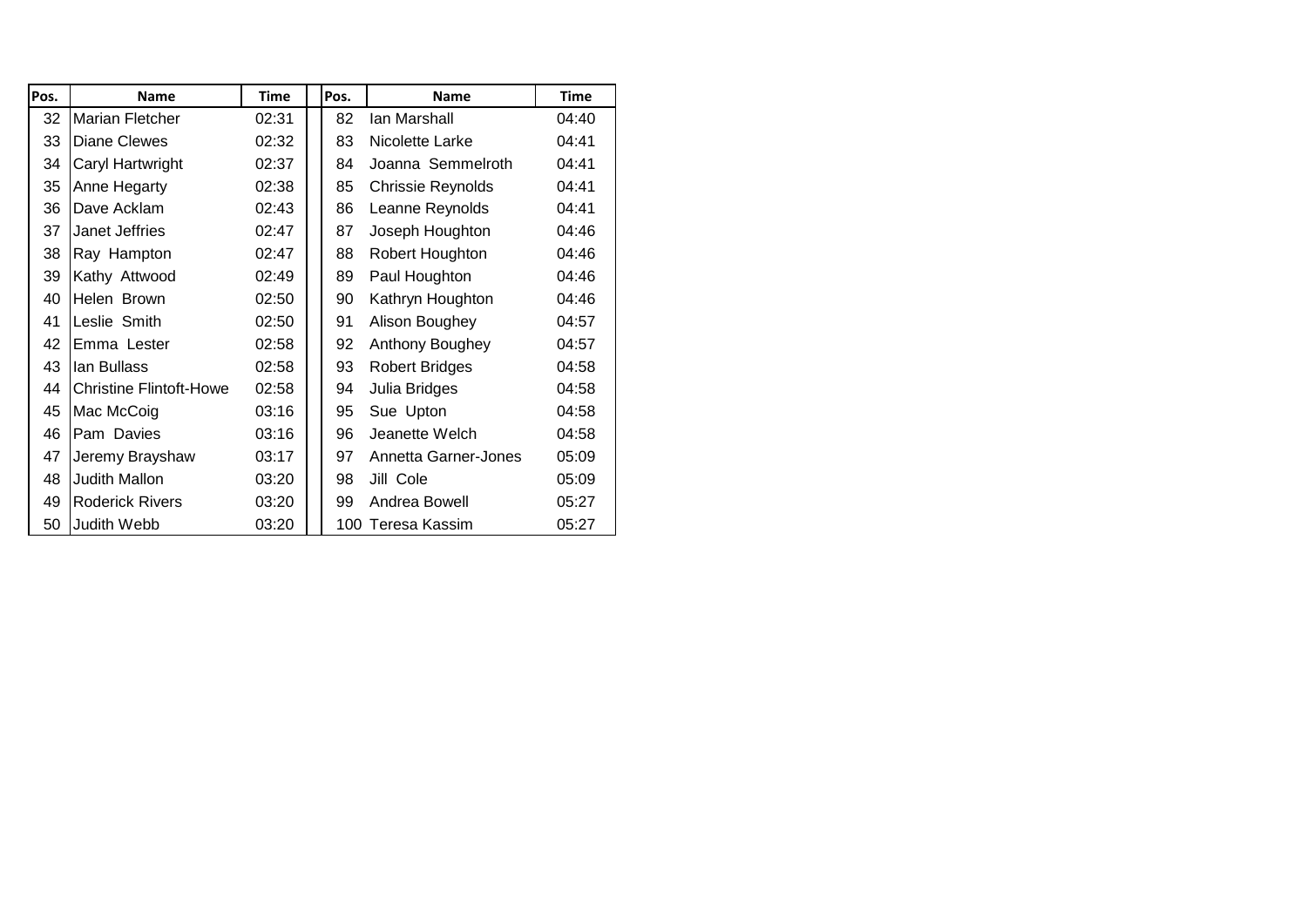| Pos. | Name | Time | | Pos. | Name | Time |
|---|---|---|---|---|---|---|
| 32 | Marian Fletcher | 02:31 | | 82 | Ian Marshall | 04:40 |
| 33 | Diane Clewes | 02:32 | | 83 | Nicolette Larke | 04:41 |
| 34 | Caryl Hartwright | 02:37 | | 84 | Joanna Semmelroth | 04:41 |
| 35 | Anne Hegarty | 02:38 | | 85 | Chrissie Reynolds | 04:41 |
| 36 | Dave Acklam | 02:43 | | 86 | Leanne Reynolds | 04:41 |
| 37 | Janet Jeffries | 02:47 | | 87 | Joseph Houghton | 04:46 |
| 38 | Ray Hampton | 02:47 | | 88 | Robert Houghton | 04:46 |
| 39 | Kathy Attwood | 02:49 | | 89 | Paul Houghton | 04:46 |
| 40 | Helen Brown | 02:50 | | 90 | Kathryn Houghton | 04:46 |
| 41 | Leslie Smith | 02:50 | | 91 | Alison Boughey | 04:57 |
| 42 | Emma Lester | 02:58 | | 92 | Anthony Boughey | 04:57 |
| 43 | Ian Bullass | 02:58 | | 93 | Robert Bridges | 04:58 |
| 44 | Christine Flintoft-Howe | 02:58 | | 94 | Julia Bridges | 04:58 |
| 45 | Mac McCoig | 03:16 | | 95 | Sue Upton | 04:58 |
| 46 | Pam Davies | 03:16 | | 96 | Jeanette Welch | 04:58 |
| 47 | Jeremy Brayshaw | 03:17 | | 97 | Annetta Garner-Jones | 05:09 |
| 48 | Judith Mallon | 03:20 | | 98 | Jill Cole | 05:09 |
| 49 | Roderick Rivers | 03:20 | | 99 | Andrea Bowell | 05:27 |
| 50 | Judith Webb | 03:20 | | 100 | Teresa Kassim | 05:27 |